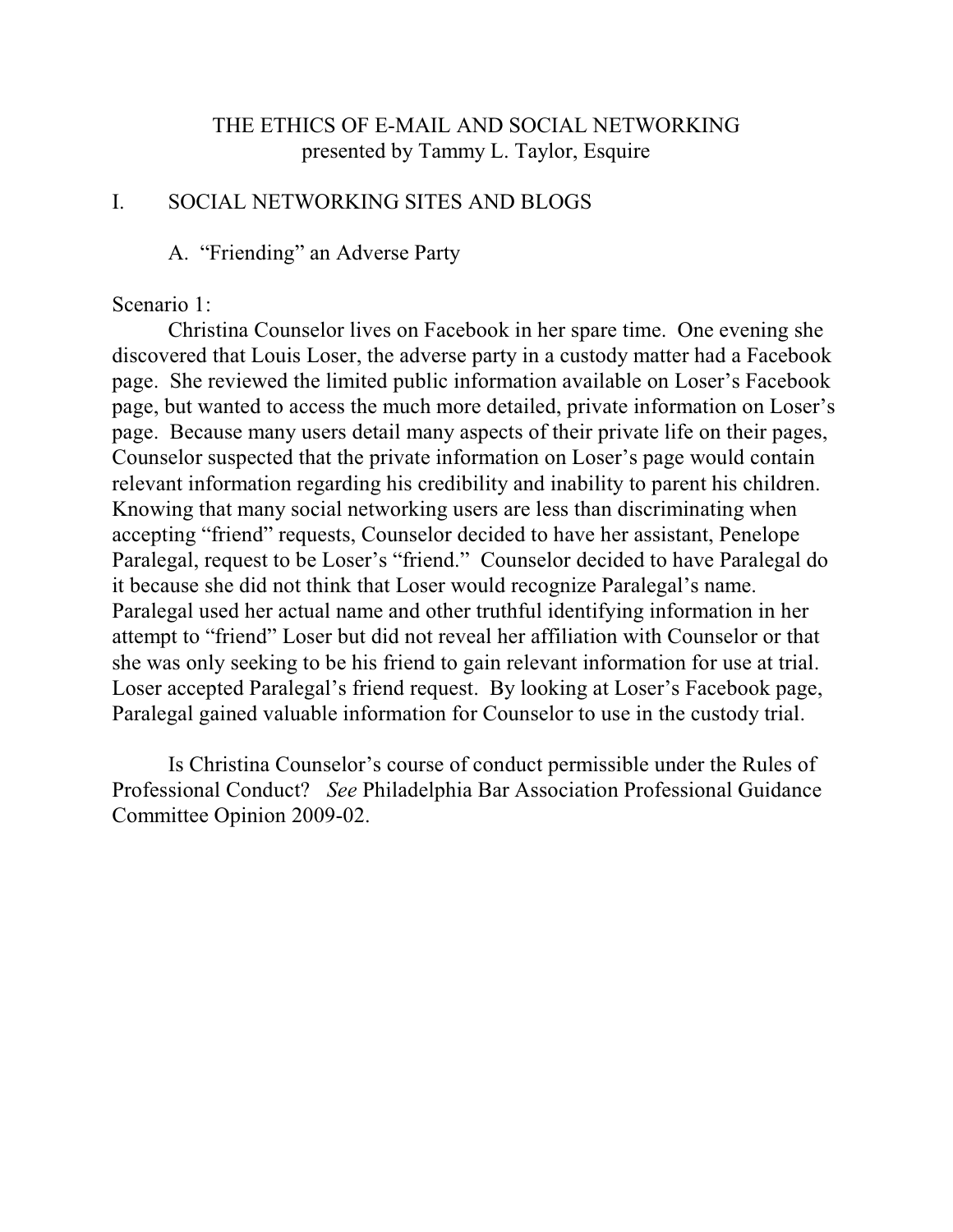# THE ETHICS OF E-MAIL AND SOCIAL NETWORKING

presented by Tammy L. Taylor, Esquire

## I. SOCIAL NETWORKING SITES AND BLOGS

### A. "Friending" an Adverse Party

Scenario 1:

Christina Counselor lives on Facebook in her spare time. One evening she discovered that Louis Loser, the adverse party in a custody matter had a Facebook page. She reviewed the limited public information available on Loser's Facebook page, but wanted to access the much more detailed, private information on Loser's page. Because many users detail many aspects of their private life on their pages, Counselor suspected that the private information on Loser's page would contain relevant information regarding his credibility and inability to parent his children. Knowing that many social networking users are less than discriminating when accepting "friend" requests, Counselor decided to have her assistant, Penelope Paralegal, request to be Loser's "friend." Counselor decided to have Paralegal do it because she did not think that Loser would recognize Paralegal's name. Paralegal used her actual name and other truthful identifying information in her attempt to "friend" Loser but did not reveal her affiliation with Counselor or that she was only seeking to be his friend to gain relevant information for use at trial. Loser accepted Paralegal's friend request. By looking at Loser's Facebook page, Paralegal gained valuable information for Counselor to use in the custody trial.

Is Christina Counselor's course of conduct permissible under the Rules of Professional Conduct? *See* Philadelphia Bar Association Professional Guidance Committee Opinion 2009-02.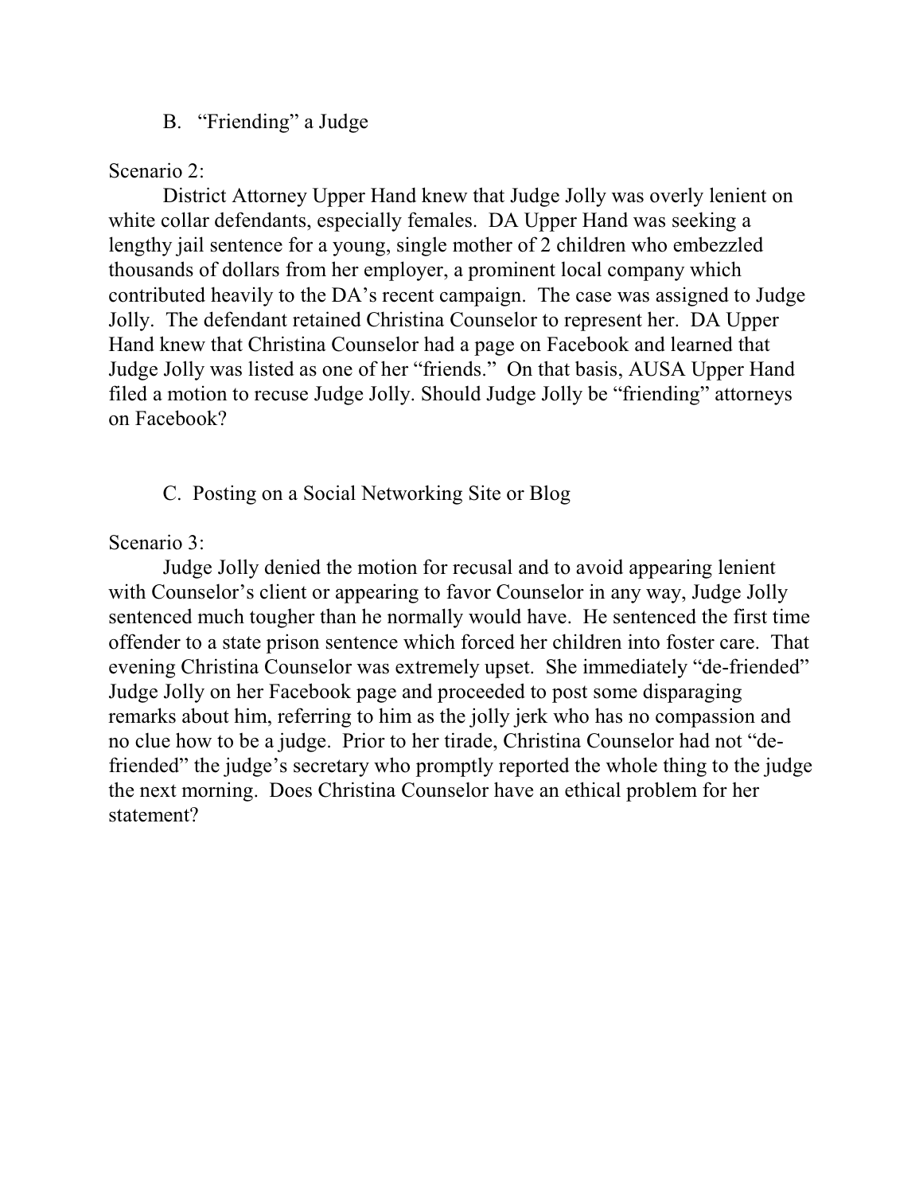### B. "Friending" a Judge

Scenario 2:

District Attorney Upper Hand knew that Judge Jolly was overly lenient on white collar defendants, especially females. DA Upper Hand was seeking a lengthy jail sentence for a young, single mother of 2 children who embezzled thousands of dollars from her employer, a prominent local company which contributed heavily to the DA's recent campaign. The case was assigned to Judge Jolly. The defendant retained Christina Counselor to represent her. DA Upper Hand knew that Christina Counselor had a page on Facebook and learned that Judge Jolly was listed as one of her "friends." On that basis, AUSA Upper Hand filed a motion to recuse Judge Jolly. Should Judge Jolly be "friending" attorneys on Facebook?

### C. Posting on a Social Networking Site or Blog

Scenario 3:

Judge Jolly denied the motion for recusal and to avoid appearing lenient with Counselor's client or appearing to favor Counselor in any way, Judge Jolly sentenced much tougher than he normally would have. He sentenced the first time offender to a state prison sentence which forced her children into foster care. That evening Christina Counselor was extremely upset. She immediately "de-friended" Judge Jolly on her Facebook page and proceeded to post some disparaging remarks about him, referring to him as the jolly jerk who has no compassion and no clue how to be a judge. Prior to her tirade, Christina Counselor had not "de-friended" the judge's secretary who promptly reported the whole thing to the judge the next morning. Does Christina Counselor have an ethical problem for her statement?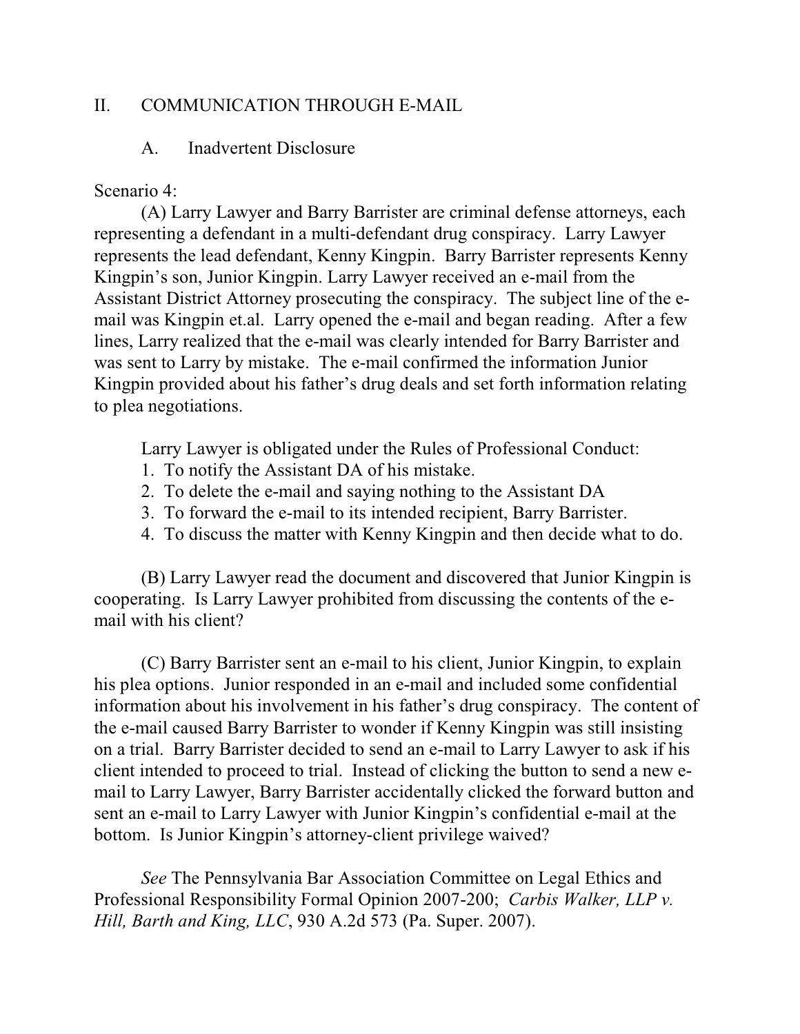## II. COMMUNICATION THROUGH E-MAIL

### A. Inadvertent Disclosure

Scenario 4:

(A) Larry Lawyer and Barry Barrister are criminal defense attorneys, each representing a defendant in a multi-defendant drug conspiracy. Larry Lawyer represents the lead defendant, Kenny Kingpin. Barry Barrister represents Kenny Kingpin's son, Junior Kingpin. Larry Lawyer received an e-mail from the Assistant District Attorney prosecuting the conspiracy. The subject line of the e-mail was Kingpin et.al. Larry opened the e-mail and began reading. After a few lines, Larry realized that the e-mail was clearly intended for Barry Barrister and was sent to Larry by mistake. The e-mail confirmed the information Junior Kingpin provided about his father's drug deals and set forth information relating to plea negotiations.

Larry Lawyer is obligated under the Rules of Professional Conduct:

1. To notify the Assistant DA of his mistake.
2. To delete the e-mail and saying nothing to the Assistant DA
3. To forward the e-mail to its intended recipient, Barry Barrister.
4. To discuss the matter with Kenny Kingpin and then decide what to do.

(B) Larry Lawyer read the document and discovered that Junior Kingpin is cooperating. Is Larry Lawyer prohibited from discussing the contents of the e-mail with his client?

(C) Barry Barrister sent an e-mail to his client, Junior Kingpin, to explain his plea options. Junior responded in an e-mail and included some confidential information about his involvement in his father's drug conspiracy. The content of the e-mail caused Barry Barrister to wonder if Kenny Kingpin was still insisting on a trial. Barry Barrister decided to send an e-mail to Larry Lawyer to ask if his client intended to proceed to trial. Instead of clicking the button to send a new e-mail to Larry Lawyer, Barry Barrister accidentally clicked the forward button and sent an e-mail to Larry Lawyer with Junior Kingpin's confidential e-mail at the bottom. Is Junior Kingpin's attorney-client privilege waived?

*See* The Pennsylvania Bar Association Committee on Legal Ethics and Professional Responsibility Formal Opinion 2007-200; *Carbis Walker, LLP v. Hill, Barth and King, LLC*, 930 A.2d 573 (Pa. Super. 2007).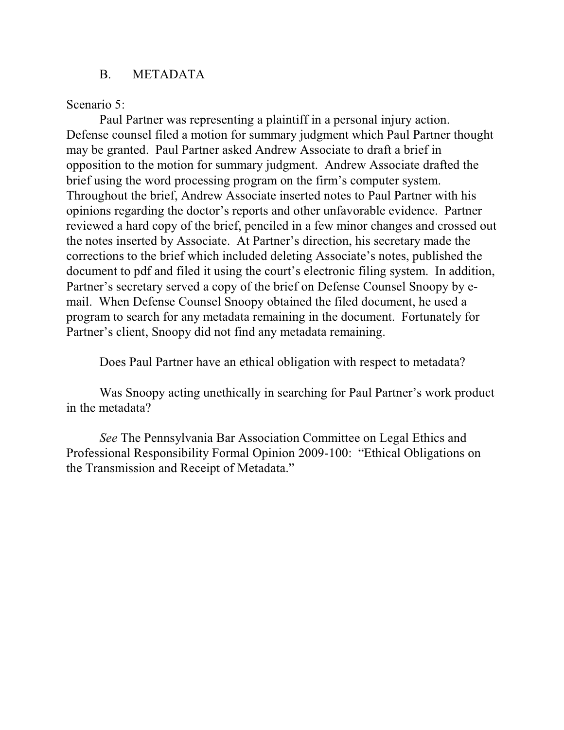## B. METADATA

Scenario 5:

Paul Partner was representing a plaintiff in a personal injury action. Defense counsel filed a motion for summary judgment which Paul Partner thought may be granted. Paul Partner asked Andrew Associate to draft a brief in opposition to the motion for summary judgment. Andrew Associate drafted the brief using the word processing program on the firm's computer system. Throughout the brief, Andrew Associate inserted notes to Paul Partner with his opinions regarding the doctor's reports and other unfavorable evidence. Partner reviewed a hard copy of the brief, penciled in a few minor changes and crossed out the notes inserted by Associate. At Partner's direction, his secretary made the corrections to the brief which included deleting Associate's notes, published the document to pdf and filed it using the court's electronic filing system. In addition, Partner's secretary served a copy of the brief on Defense Counsel Snoopy by e-mail. When Defense Counsel Snoopy obtained the filed document, he used a program to search for any metadata remaining in the document. Fortunately for Partner's client, Snoopy did not find any metadata remaining.

Does Paul Partner have an ethical obligation with respect to metadata?

Was Snoopy acting unethically in searching for Paul Partner's work product in the metadata?

*See* The Pennsylvania Bar Association Committee on Legal Ethics and Professional Responsibility Formal Opinion 2009-100: "Ethical Obligations on the Transmission and Receipt of Metadata."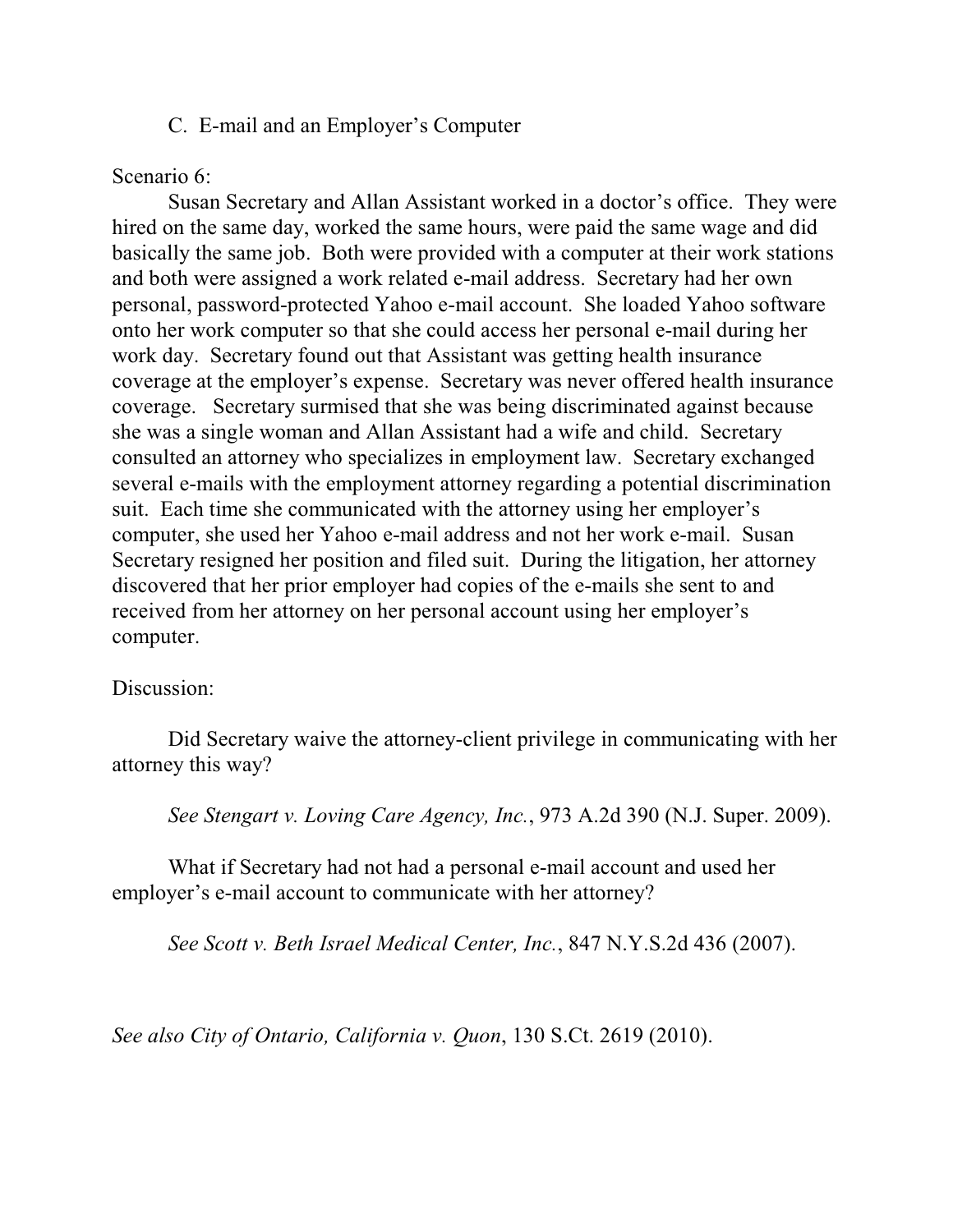### C. E-mail and an Employer's Computer

Scenario 6:

Susan Secretary and Allan Assistant worked in a doctor's office. They were hired on the same day, worked the same hours, were paid the same wage and did basically the same job. Both were provided with a computer at their work stations and both were assigned a work related e-mail address. Secretary had her own personal, password-protected Yahoo e-mail account. She loaded Yahoo software onto her work computer so that she could access her personal e-mail during her work day. Secretary found out that Assistant was getting health insurance coverage at the employer's expense. Secretary was never offered health insurance coverage. Secretary surmised that she was being discriminated against because she was a single woman and Allan Assistant had a wife and child. Secretary consulted an attorney who specializes in employment law. Secretary exchanged several e-mails with the employment attorney regarding a potential discrimination suit. Each time she communicated with the attorney using her employer's computer, she used her Yahoo e-mail address and not her work e-mail. Susan Secretary resigned her position and filed suit. During the litigation, her attorney discovered that her prior employer had copies of the e-mails she sent to and received from her attorney on her personal account using her employer's computer.

Discussion:

Did Secretary waive the attorney-client privilege in communicating with her attorney this way?

*See Stengart v. Loving Care Agency, Inc.*, 973 A.2d 390 (N.J. Super. 2009).

What if Secretary had not had a personal e-mail account and used her employer's e-mail account to communicate with her attorney?

*See Scott v. Beth Israel Medical Center, Inc.*, 847 N.Y.S.2d 436 (2007).

*See also City of Ontario, California v. Quon*, 130 S.Ct. 2619 (2010).